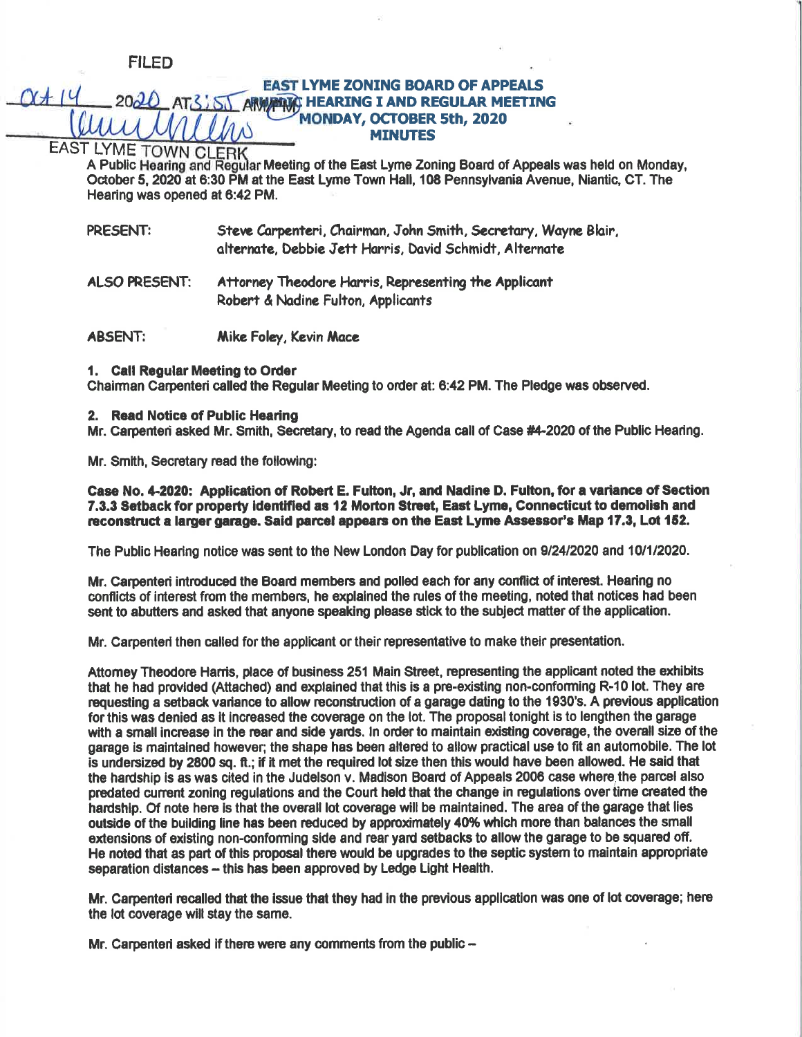FILED

Oct 14 2020 AT 3:55 AM/PM

EAST LYME TOWN CLERK

**EAST LYME ZONING BOARD OF APPEALS**
**PUBLIC HEARING I AND REGULAR MEETING**
**MONDAY, OCTOBER 5th, 2020**
**MINUTES**

A Public Hearing and Regular Meeting of the East Lyme Zoning Board of Appeals was held on Monday, October 5, 2020 at 6:30 PM at the East Lyme Town Hall, 108 Pennsylvania Avenue, Niantic, CT. The Hearing was opened at 6:42 PM.

| | |
|---|---|
| PRESENT: | Steve Carpenteri, Chairman, John Smith, Secretary, Wayne Blair, alternate, Debbie Jett Harris, David Schmidt, Alternate |
| ALSO PRESENT: | Attorney Theodore Harris, Representing the Applicant<br>Robert & Nadine Fulton, Applicants |
| ABSENT: | Mike Foley, Kevin Mace |

**1. Call Regular Meeting to Order**

Chairman Carpenteri called the Regular Meeting to order at: 6:42 PM. The Pledge was observed.

**2. Read Notice of Public Hearing**

Mr. Carpenteri asked Mr. Smith, Secretary, to read the Agenda call of Case #4-2020 of the Public Hearing.

Mr. Smith, Secretary read the following:

**Case No. 4-2020: Application of Robert E. Fulton, Jr, and Nadine D. Fulton, for a variance of Section 7.3.3 Setback for property identified as 12 Morton Street, East Lyme, Connecticut to demolish and reconstruct a larger garage. Said parcel appears on the East Lyme Assessor's Map 17.3, Lot 152.**

The Public Hearing notice was sent to the New London Day for publication on 9/24/2020 and 10/1/2020.

Mr. Carpenteri introduced the Board members and polled each for any conflict of interest. Hearing no conflicts of interest from the members, he explained the rules of the meeting, noted that notices had been sent to abutters and asked that anyone speaking please stick to the subject matter of the application.

Mr. Carpenteri then called for the applicant or their representative to make their presentation.

Attorney Theodore Harris, place of business 251 Main Street, representing the applicant noted the exhibits that he had provided (Attached) and explained that this is a pre-existing non-conforming R-10 lot. They are requesting a setback variance to allow reconstruction of a garage dating to the 1930's. A previous application for this was denied as it increased the coverage on the lot. The proposal tonight is to lengthen the garage with a small increase in the rear and side yards. In order to maintain existing coverage, the overall size of the garage is maintained however; the shape has been altered to allow practical use to fit an automobile. The lot is undersized by 2800 sq. ft.; if it met the required lot size then this would have been allowed. He said that the hardship is as was cited in the Judelson v. Madison Board of Appeals 2006 case where the parcel also predated current zoning regulations and the Court held that the change in regulations over time created the hardship. Of note here is that the overall lot coverage will be maintained. The area of the garage that lies outside of the building line has been reduced by approximately 40% which more than balances the small extensions of existing non-conforming side and rear yard setbacks to allow the garage to be squared off. He noted that as part of this proposal there would be upgrades to the septic system to maintain appropriate separation distances – this has been approved by Ledge Light Health.

Mr. Carpenteri recalled that the issue that they had in the previous application was one of lot coverage; here the lot coverage will stay the same.

Mr. Carpenteri asked if there were any comments from the public –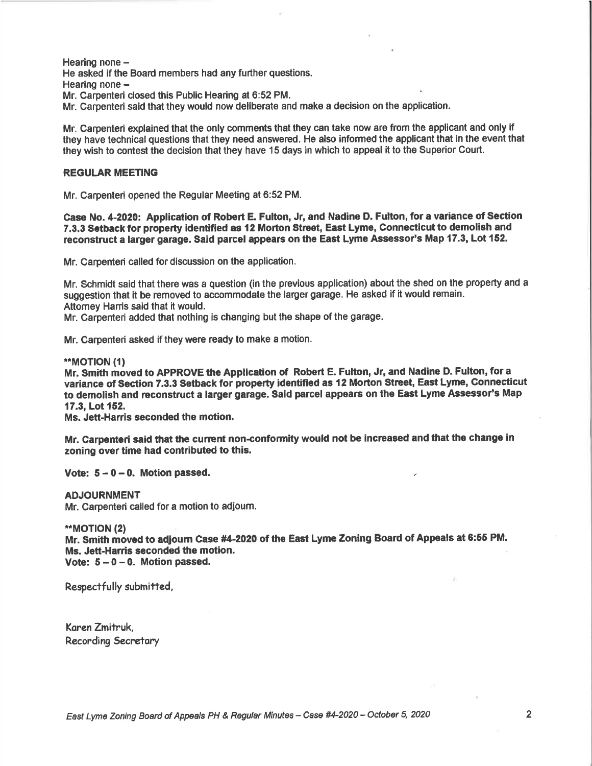Hearing none –
He asked if the Board members had any further questions.
Hearing none –
Mr. Carpenteri closed this Public Hearing at 6:52 PM.
Mr. Carpenteri said that they would now deliberate and make a decision on the application.

Mr. Carpenteri explained that the only comments that they can take now are from the applicant and only if they have technical questions that they need answered. He also informed the applicant that in the event that they wish to contest the decision that they have 15 days in which to appeal it to the Superior Court.

**REGULAR MEETING**

Mr. Carpenteri opened the Regular Meeting at 6:52 PM.

**Case No. 4-2020: Application of Robert E. Fulton, Jr, and Nadine D. Fulton, for a variance of Section 7.3.3 Setback for property identified as 12 Morton Street, East Lyme, Connecticut to demolish and reconstruct a larger garage. Said parcel appears on the East Lyme Assessor's Map 17.3, Lot 152.**

Mr. Carpenteri called for discussion on the application.

Mr. Schmidt said that there was a question (in the previous application) about the shed on the property and a suggestion that it be removed to accommodate the larger garage. He asked if it would remain.
Attorney Harris said that it would.
Mr. Carpenteri added that nothing is changing but the shape of the garage.

Mr. Carpenteri asked if they were ready to make a motion.

**\*\*MOTION (1)**
**Mr. Smith moved to APPROVE the Application of Robert E. Fulton, Jr, and Nadine D. Fulton, for a variance of Section 7.3.3 Setback for property identified as 12 Morton Street, East Lyme, Connecticut to demolish and reconstruct a larger garage. Said parcel appears on the East Lyme Assessor's Map 17.3, Lot 152.**
**Ms. Jett-Harris seconded the motion.**

**Mr. Carpenteri said that the current non-conformity would not be increased and that the change in zoning over time had contributed to this.**

**Vote: 5 – 0 – 0. Motion passed.**

**ADJOURNMENT**
Mr. Carpenteri called for a motion to adjourn.

**\*\*MOTION (2)**
**Mr. Smith moved to adjourn Case #4-2020 of the East Lyme Zoning Board of Appeals at 6:55 PM.**
**Ms. Jett-Harris seconded the motion.**
**Vote: 5 – 0 – 0. Motion passed.**

Respectfully submitted,

Karen Zmitruk,
Recording Secretary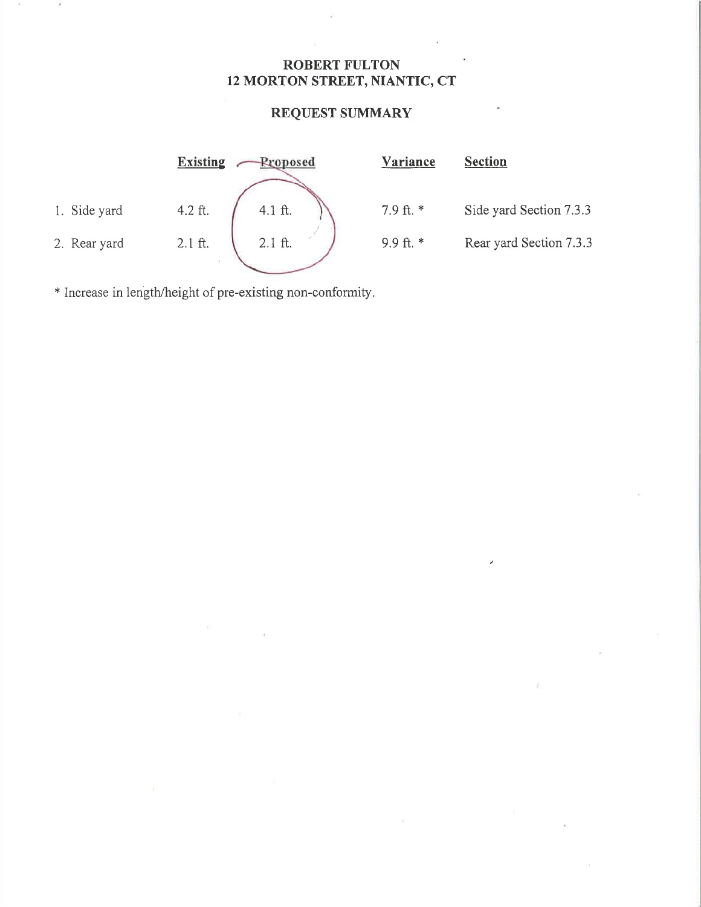**ROBERT FULTON**
**12 MORTON STREET, NIANTIC, CT**

**REQUEST SUMMARY**

| | **Existing** | **Proposed** | **Variance** | **Section** |
|---|---|---|---|---|
| 1. Side yard | 4.2 ft. | 4.1 ft. | 7.9 ft. * | Side yard Section 7.3.3 |
| 2. Rear yard | 2.1 ft. | 2.1 ft. | 9.9 ft. * | Rear yard Section 7.3.3 |

* Increase in length/height of pre-existing non-conformity.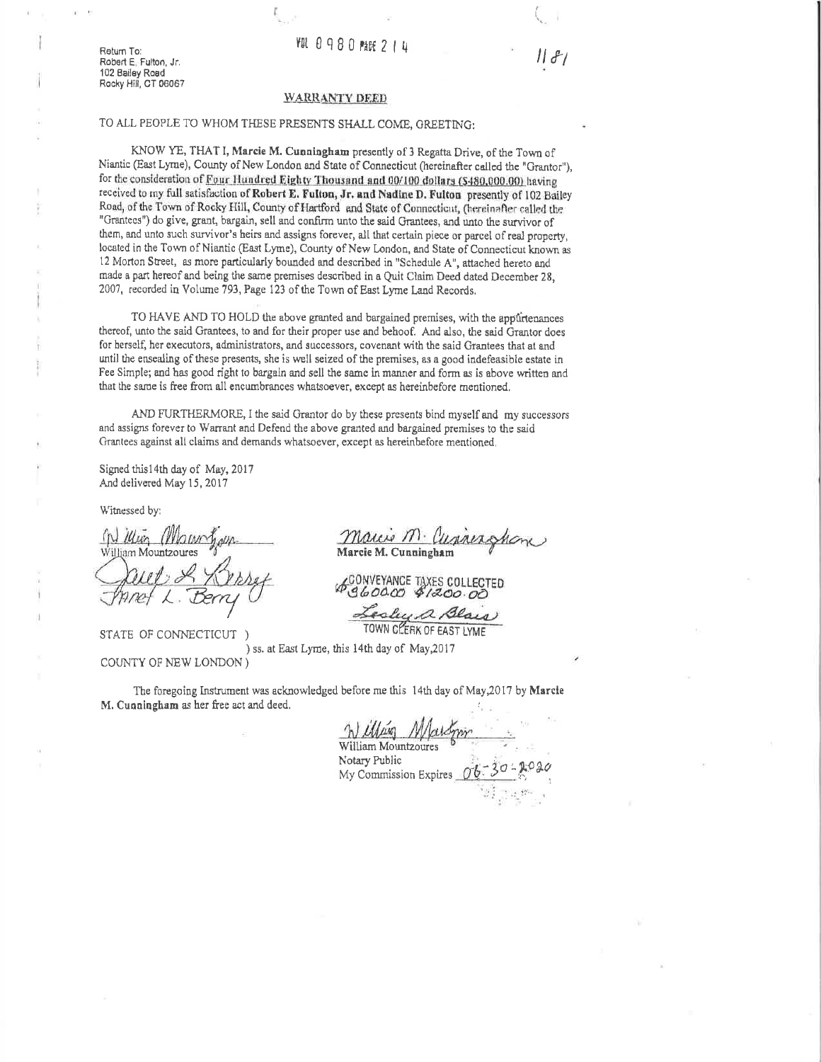Return To:
Robert E. Fulton, Jr.
102 Bailey Road
Rocky Hill, CT 06067

VOL 0980 PAGE 214

1181

## WARRANTY DEED

TO ALL PEOPLE TO WHOM THESE PRESENTS SHALL COME, GREETING:

KNOW YE, THAT I, **Marcie M. Cunningham** presently of 3 Regatta Drive, of the Town of Niantic (East Lyme), County of New London and State of Connecticut (hereinafter called the "Grantor"), for the consideration of Four Hundred Eighty Thousand and 00/100 dollars ($480,000.00) having received to my full satisfaction of **Robert E. Fulton, Jr. and Nadine D. Fulton** presently of 102 Bailey Road, of the Town of Rocky Hill, County of Hartford and State of Connecticut, (hereinafter called the "Grantees") do give, grant, bargain, sell and confirm unto the said Grantees, and unto the survivor of them, and unto such survivor's heirs and assigns forever, all that certain piece or parcel of real property, located in the Town of Niantic (East Lyme), County of New London, and State of Connecticut known as 12 Morton Street, as more particularly bounded and described in "Schedule A", attached hereto and made a part hereof and being the same premises described in a Quit Claim Deed dated December 28, 2007, recorded in Volume 793, Page 123 of the Town of East Lyme Land Records.

TO HAVE AND TO HOLD the above granted and bargained premises, with the appurtenances thereof, unto the said Grantees, to and for their proper use and behoof. And also, the said Grantor does for herself, her executors, administrators, and successors, covenant with the said Grantees that at and until the ensealing of these presents, she is well seized of the premises, as a good indefeasible estate in Fee Simple; and has good right to bargain and sell the same in manner and form as is above written and that the same is free from all encumbrances whatsoever, except as hereinbefore mentioned.

AND FURTHERMORE, I the said Grantor do by these presents bind myself and my successors and assigns forever to Warrant and Defend the above granted and bargained premises to the said Grantees against all claims and demands whatsoever, except as hereinbefore mentioned.

Signed this14th day of May, 2017
And delivered May 15, 2017

Witnessed by:

William Mountzoures

Janet L. Berry

Marcie M. Cunningham

CONVEYANCE TAXES COLLECTED
$3600.00 $1200.00
Lesley A. Blais
TOWN CLERK OF EAST LYME

STATE OF CONNECTICUT )
) ss. at East Lyme, this 14th day of May,2017
COUNTY OF NEW LONDON )

The foregoing Instrument was acknowledged before me this 14th day of May,2017 by **Marcie M. Cunningham** as her free act and deed.

William Mountzoures
Notary Public
My Commission Expires 06-30-2020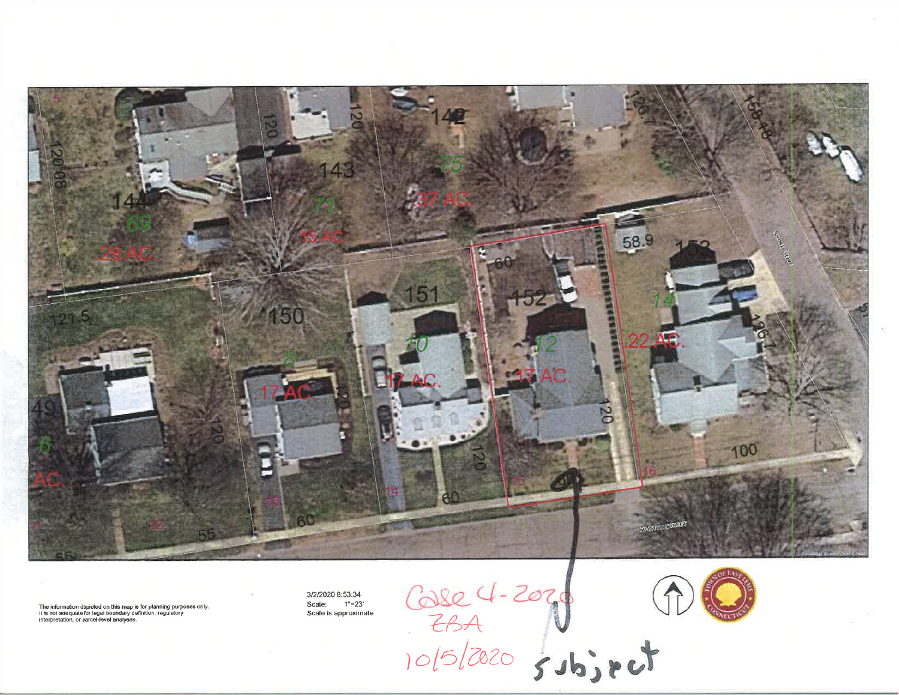The information depicted on this map is for planning purposes only. It is not adequate for legal boundary definition, regulatory interpretation, or parcel-level analyses.

3/2/2020 8:53:34
Scale: 1"=23'
Scale is approximate

Case 4-2020
ZBA
10/5/2020

subject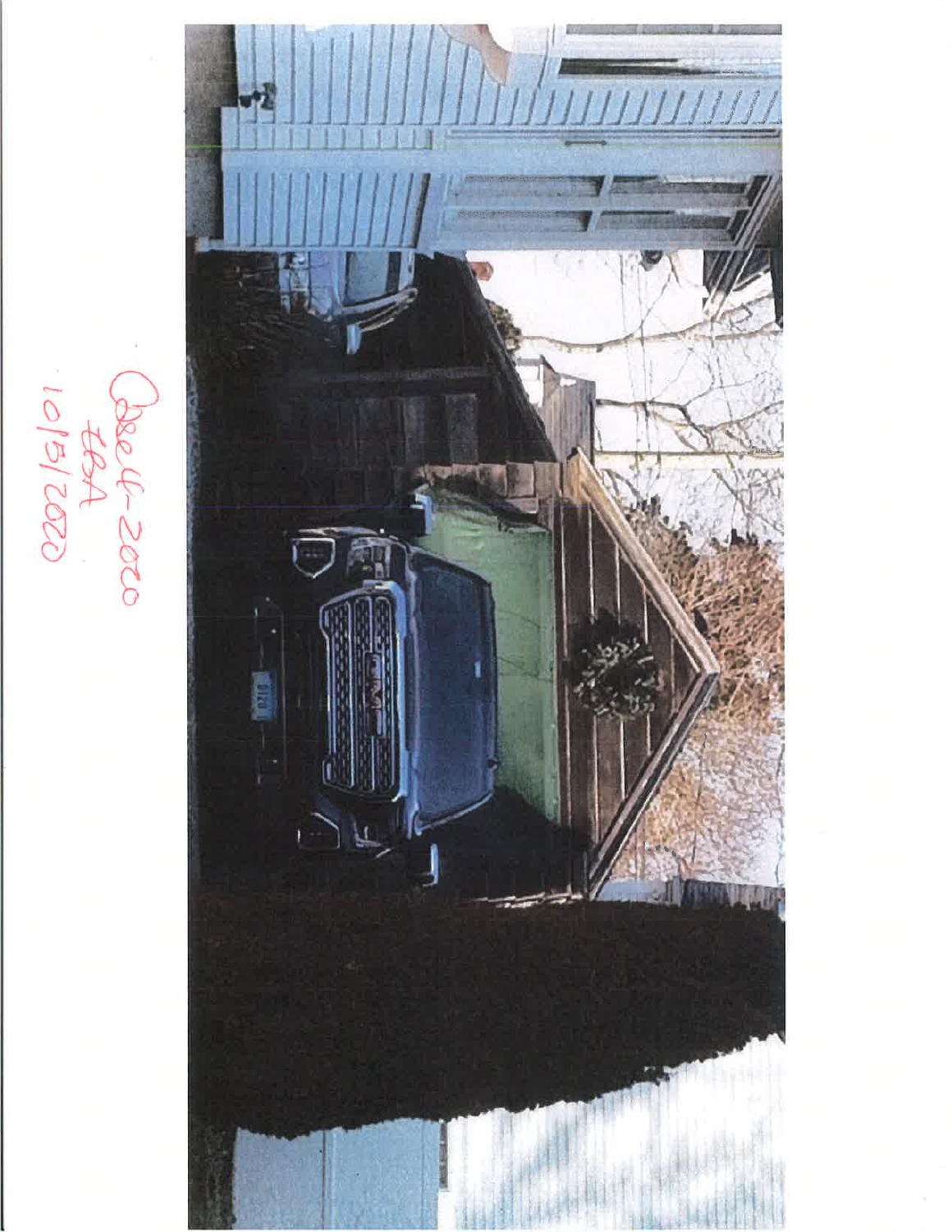Case 4-2020
ZBA
10/15/2020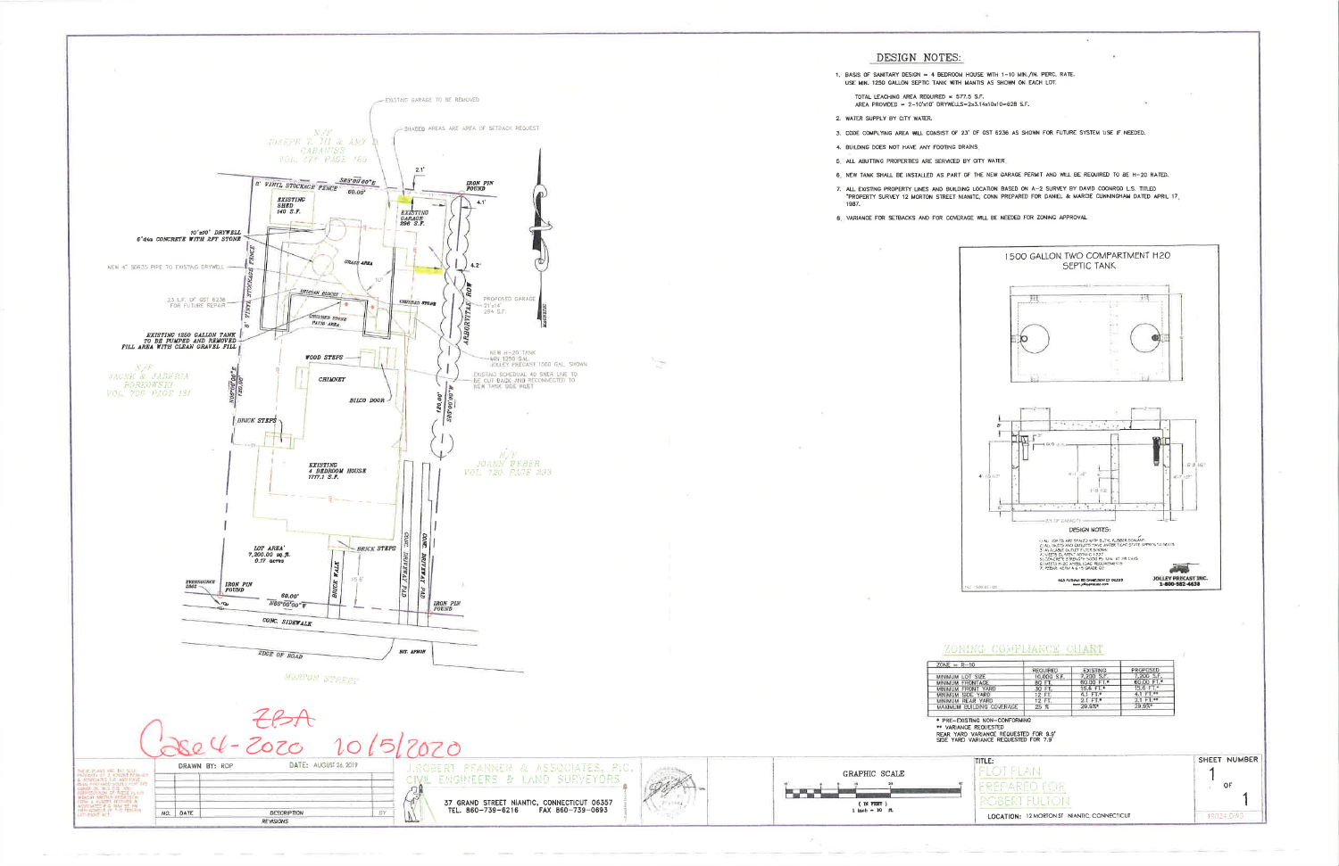## DESIGN NOTES:

1. BASIS OF SANITARY DESIGN = 4 BEDROOM HOUSE WITH 1-10 MIN./IN. PERC. RATE. USE MIN. 1250 GALLON SEPTIC TANK WITH MANTIS AS SHOWN ON EACH LOT.

   TOTAL LEACHING AREA REQUIRED = 577.5 S.F.
   AREA PROVIDED = 2-10'x10' DRYWELLS=2x3.14x10x10=628 S.F.

2. WATER SUPPLY BY CITY WATER.
3. CODE COMPLYING AREA WILL CONSIST OF 23' OF GST 6236 AS SHOWN FOR FUTURE SYSTEM USE IF NEEDED.
4. BUILDING DOES NOT HAVE ANY FOOTING DRAINS.
5. ALL ABUTTING PROPERTIES ARE SERVICED BY CITY WATER.
6. NEW TANK SHALL BE INSTALLED AS PART OF THE NEW GARAGE PERMIT AND WILL BE REQUIRED TO BE H-20 RATED.
7. ALL EXISTING PROPERTY LINES AND BUILDING LOCATION BASED ON A-2 SURVEY BY DAVID COONROD L.S. TITLED "PROPERTY SURVEY 12 MORTON STREET NIANTIC, CONN PREPARED FOR DANIEL & MARCIE CUNNINGHAM DATED APRIL 17, 1987.
8. VARIANCE FOR SETBACKS AND FOR COVERAGE WILL BE NEEDED FOR ZONING APPROVAL.

EXISTING GARAGE TO BE REMOVED

SHADED AREAS ARE AREA OF SETBACK REQUEST

N/F JOSEPH T. III & AMY D. CABANISS VOL. 477 PAGE 760

6' VINYL STOCKADE FENCE

S89°00'00"E 60.00'

IRON PIN FOUND

EXISTING SHED 140 S.F.

EXISTING GARAGE 286 S.F.

2.1' 4.1' 4.2'

10'x10' DRYWELL 6'x4x CONCRETE WITH 2FT STONE

NEW 4" SDR35 PIPE TO EXISTING DRYWELL

GRASS AREA

23 L.F. OF GST 6236 FOR FUTURE REPAIR

BELGIAN BLOCKS

CRUSHED STONE

CRUSHED STONE PATH AREA

ARBORVITAE ROW

PROPOSED GARAGE 21'x14' 294 S.F.

EXISTING 1250 GALLON TANK TO BE PUMPED AND REMOVED FILL AREA WITH CLEAN GRAVEL FILL

WOOD STEPS

NEW H-20 TANK MIN 1250 GAL JOLLEY PRECAST 1500 GAL. SHOWN

EXISTING SCHEDULE 40 SWER LINE TO BE CUT BACK AND RECONNECTED TO NEW TANK SIDE INLET

N/F JACK & JADWIGA BORKOWSKI VOL. 700 PAGE 131

N09°00'00"E 120.00'

CHIMNEY

BILCO DOOR

120.00' S09°00'00"W

BRICK STEPS

N/F JOANN WEBER VOL. 726 PAGE 395

EXISTING 4 BEDROOM HOUSE 1777.1 S.F.

BRICK STEPS

LOT AREA 7,200.00 sq.ft. 0.17 acres

BRICK WALK

CONC. DRIVEWAY PAD

15.6'

IRON PIN FOUND

60.00' N89°00'00"W

IRON PIN FOUND

CONC. SIDEWALK

EDGE OF ROAD

BIT. APRON

MORTON STREET

ZBA Case 4-2020 10/5/2020

### 1500 GALLON TWO COMPARTMENT H20 SEPTIC TANK

DESIGN NOTES:

JOLLEY PRECAST INC. 1-800-962-4639

## ZONING COMPLIANCE CHART

ZONE = R-10

| | REQUIRED | EXISTING | PROPOSED |
|---|---|---|---|
| MINIMUM LOT SIZE | 10,000 S.F. | 7,200 S.F.* | 7,200 S.F.* |
| MINIMUM FRONTAGE | 80 FT. | 60.00 FT.* | 60.00 FT.* |
| MINIMUM FRONT YARD | 30 FT. | 15.6 FT.* | 15.6 FT.* |
| MINIMUM SIDE YARD | 12 FT. | 4.1 FT.* | 4.1 FT.** |
| MINIMUM REAR YARD | 12 FT. | 2.1 FT.* | 2.1 FT.** |
| MAXIMUM BUILDING COVERAGE | 25 % | 29.9%* | 29.9%* |

\* PRE-EXISTING NON-CONFORMING
\** VARIANCE REQUESTED
REAR YARD VARIANCE REQUESTED FOR 9.9'
SIDE YARD VARIANCE REQUESTED FOR 7.9'

| NO. | DATE | DESCRIPTION | BY |
|---|---|---|---|
| | | REVISIONS | |

DRAWN BY: RDP    DATE: AUGUST 26, 2019

J. ROBERT PFANNER & ASSOCIATES, P.C.
CIVIL ENGINEERS & LAND SURVEYORS
37 GRAND STREET NIANTIC, CONNECTICUT 06357
TEL. 860-739-6216    FAX 860-739-0693

GRAPHIC SCALE
( IN FEET )
1 inch = 10 ft.

TITLE: PLOT PLAN PREPARED FOR ROBERT FULTON

LOCATION: 12 MORTON ST NIANTIC, CONNECTICUT

SHEET NUMBER 1 OF 1